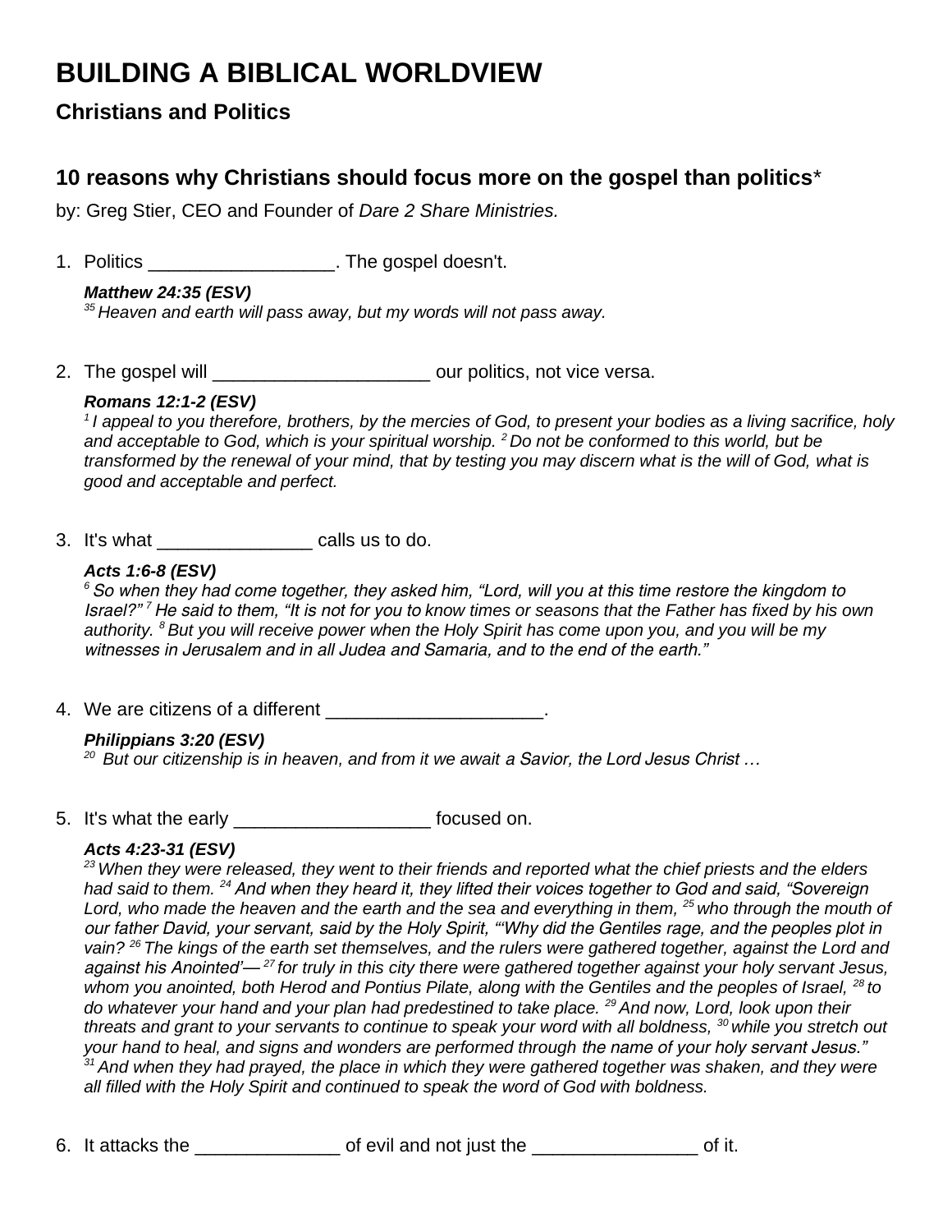# BUILDING A BIBLICAL WORLDVIEW

## Christians and Politics

## 10 reasons why Christians should focus more on the gospel than politics*

by: Greg Stier, CEO and Founder of *Dare 2 Share Ministries.*

1. Politics __________________. The gospel doesn't.

   ***Matthew 24:35 (ESV)***
   *[35] Heaven and earth will pass away, but my words will not pass away.*

2. The gospel will _____________________ our politics, not vice versa.

   ***Romans 12:1-2 (ESV)***
   *[1] I appeal to you therefore, brothers, by the mercies of God, to present your bodies as a living sacrifice, holy and acceptable to God, which is your spiritual worship. [2] Do not be conformed to this world, but be transformed by the renewal of your mind, that by testing you may discern what is the will of God, what is good and acceptable and perfect.*

3. It's what _______________ calls us to do.

   ***Acts 1:6-8 (ESV)***
   *[6] So when they had come together, they asked him, "Lord, will you at this time restore the kingdom to Israel?" [7] He said to them, "It is not for you to know times or seasons that the Father has fixed by his own authority. [8] But you will receive power when the Holy Spirit has come upon you, and you will be my witnesses in Jerusalem and in all Judea and Samaria, and to the end of the earth."*

4. We are citizens of a different _____________________.

   ***Philippians 3:20 (ESV)***
   *[20] But our citizenship is in heaven, and from it we await a Savior, the Lord Jesus Christ …*

5. It's what the early ___________________ focused on.

   ***Acts 4:23-31 (ESV)***
   *[23] When they were released, they went to their friends and reported what the chief priests and the elders had said to them. [24] And when they heard it, they lifted their voices together to God and said, "Sovereign Lord, who made the heaven and the earth and the sea and everything in them, [25] who through the mouth of our father David, your servant, said by the Holy Spirit, "'Why did the Gentiles rage, and the peoples plot in vain? [26] The kings of the earth set themselves, and the rulers were gathered together, against the Lord and against his Anointed'— [27] for truly in this city there were gathered together against your holy servant Jesus, whom you anointed, both Herod and Pontius Pilate, along with the Gentiles and the peoples of Israel, [28] to do whatever your hand and your plan had predestined to take place. [29] And now, Lord, look upon their threats and grant to your servants to continue to speak your word with all boldness, [30] while you stretch out your hand to heal, and signs and wonders are performed through the name of your holy servant Jesus." [31] And when they had prayed, the place in which they were gathered together was shaken, and they were all filled with the Holy Spirit and continued to speak the word of God with boldness.*

6. It attacks the ______________ of evil and not just the ________________ of it.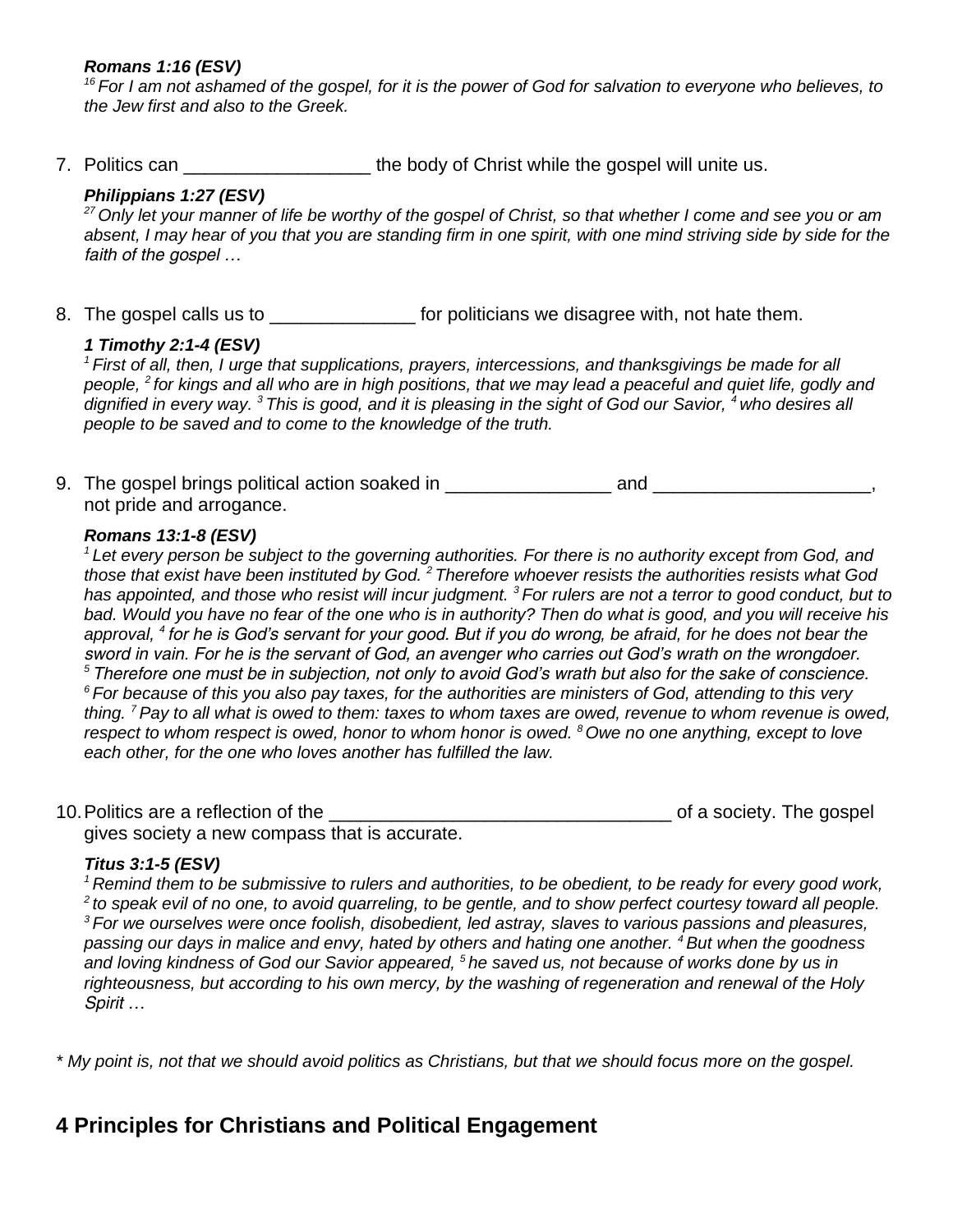***Romans 1:16 (ESV)***

*[16] For I am not ashamed of the gospel, for it is the power of God for salvation to everyone who believes, to the Jew first and also to the Greek.*

7. Politics can __________________ the body of Christ while the gospel will unite us.

***Philippians 1:27 (ESV)***

*[27] Only let your manner of life be worthy of the gospel of Christ, so that whether I come and see you or am absent, I may hear of you that you are standing firm in one spirit, with one mind striving side by side for the faith of the gospel …*

8. The gospel calls us to ______________ for politicians we disagree with, not hate them.

***1 Timothy 2:1-4 (ESV)***

*[1] First of all, then, I urge that supplications, prayers, intercessions, and thanksgivings be made for all people, [2] for kings and all who are in high positions, that we may lead a peaceful and quiet life, godly and dignified in every way. [3] This is good, and it is pleasing in the sight of God our Savior, [4] who desires all people to be saved and to come to the knowledge of the truth.*

9. The gospel brings political action soaked in ________________ and _____________________, not pride and arrogance.

***Romans 13:1-8 (ESV)***

*[1] Let every person be subject to the governing authorities. For there is no authority except from God, and those that exist have been instituted by God. [2] Therefore whoever resists the authorities resists what God has appointed, and those who resist will incur judgment. [3] For rulers are not a terror to good conduct, but to bad. Would you have no fear of the one who is in authority? Then do what is good, and you will receive his approval, [4] for he is God's servant for your good. But if you do wrong, be afraid, for he does not bear the sword in vain. For he is the servant of God, an avenger who carries out God's wrath on the wrongdoer. [5] Therefore one must be in subjection, not only to avoid God's wrath but also for the sake of conscience. [6] For because of this you also pay taxes, for the authorities are ministers of God, attending to this very thing. [7] Pay to all what is owed to them: taxes to whom taxes are owed, revenue to whom revenue is owed, respect to whom respect is owed, honor to whom honor is owed. [8] Owe no one anything, except to love each other, for the one who loves another has fulfilled the law.*

10. Politics are a reflection of the _________________________________ of a society. The gospel gives society a new compass that is accurate.

***Titus 3:1-5 (ESV)***

*[1] Remind them to be submissive to rulers and authorities, to be obedient, to be ready for every good work, [2] to speak evil of no one, to avoid quarreling, to be gentle, and to show perfect courtesy toward all people. [3] For we ourselves were once foolish, disobedient, led astray, slaves to various passions and pleasures, passing our days in malice and envy, hated by others and hating one another. [4] But when the goodness and loving kindness of God our Savior appeared, [5] he saved us, not because of works done by us in righteousness, but according to his own mercy, by the washing of regeneration and renewal of the Holy Spirit …*

*\* My point is, not that we should avoid politics as Christians, but that we should focus more on the gospel.*

## 4 Principles for Christians and Political Engagement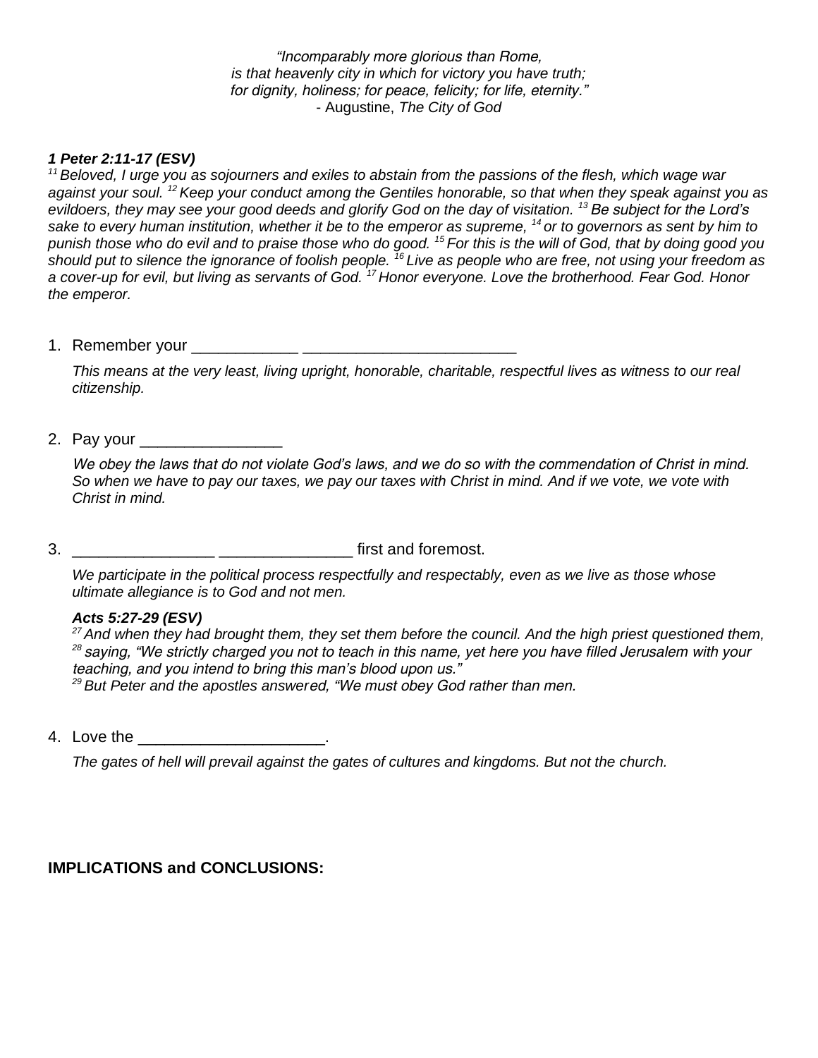*"Incomparably more glorious than Rome,*
*is that heavenly city in which for victory you have truth;*
*for dignity, holiness; for peace, felicity; for life, eternity."*
- Augustine, *The City of God*

***1 Peter 2:11-17 (ESV)***

*[11] Beloved, I urge you as sojourners and exiles to abstain from the passions of the flesh, which wage war against your soul. [12] Keep your conduct among the Gentiles honorable, so that when they speak against you as evildoers, they may see your good deeds and glorify God on the day of visitation. [13] Be subject for the Lord's sake to every human institution, whether it be to the emperor as supreme, [14] or to governors as sent by him to punish those who do evil and to praise those who do good. [15] For this is the will of God, that by doing good you should put to silence the ignorance of foolish people. [16] Live as people who are free, not using your freedom as a cover-up for evil, but living as servants of God. [17] Honor everyone. Love the brotherhood. Fear God. Honor the emperor.*

1. Remember your ____________ ________________________

   *This means at the very least, living upright, honorable, charitable, respectful lives as witness to our real citizenship.*

2. Pay your ________________

   *We obey the laws that do not violate God's laws, and we do so with the commendation of Christ in mind. So when we have to pay our taxes, we pay our taxes with Christ in mind. And if we vote, we vote with Christ in mind.*

3. ________________ _______________ first and foremost.

   *We participate in the political process respectfully and respectably, even as we live as those whose ultimate allegiance is to God and not men.*

   ***Acts 5:27-29 (ESV)***

   *[27] And when they had brought them, they set them before the council. And the high priest questioned them, [28] saying, "We strictly charged you not to teach in this name, yet here you have filled Jerusalem with your teaching, and you intend to bring this man's blood upon us."*
   *[29] But Peter and the apostles answered, "We must obey God rather than men.*

4. Love the _____________________.

   *The gates of hell will prevail against the gates of cultures and kingdoms. But not the church.*

**IMPLICATIONS and CONCLUSIONS:**